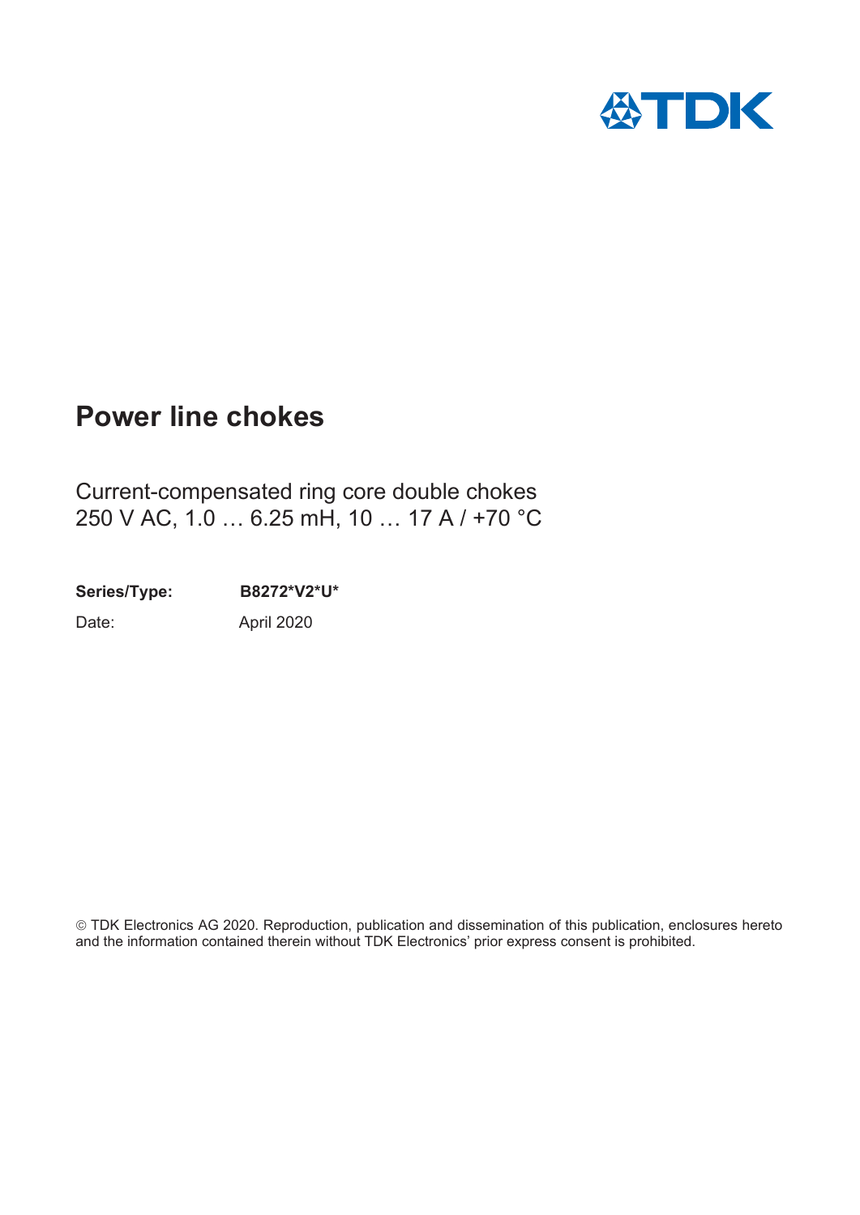# Power line chokes

Current-compensated ring core double chokes
250 V AC, 1.0 … 6.25 mH, 10 … 17 A / +70 °C

**Series/Type:** **B8272*V2*U***

Date: April 2020

© TDK Electronics AG 2020. Reproduction, publication and dissemination of this publication, enclosures hereto and the information contained therein without TDK Electronics' prior express consent is prohibited.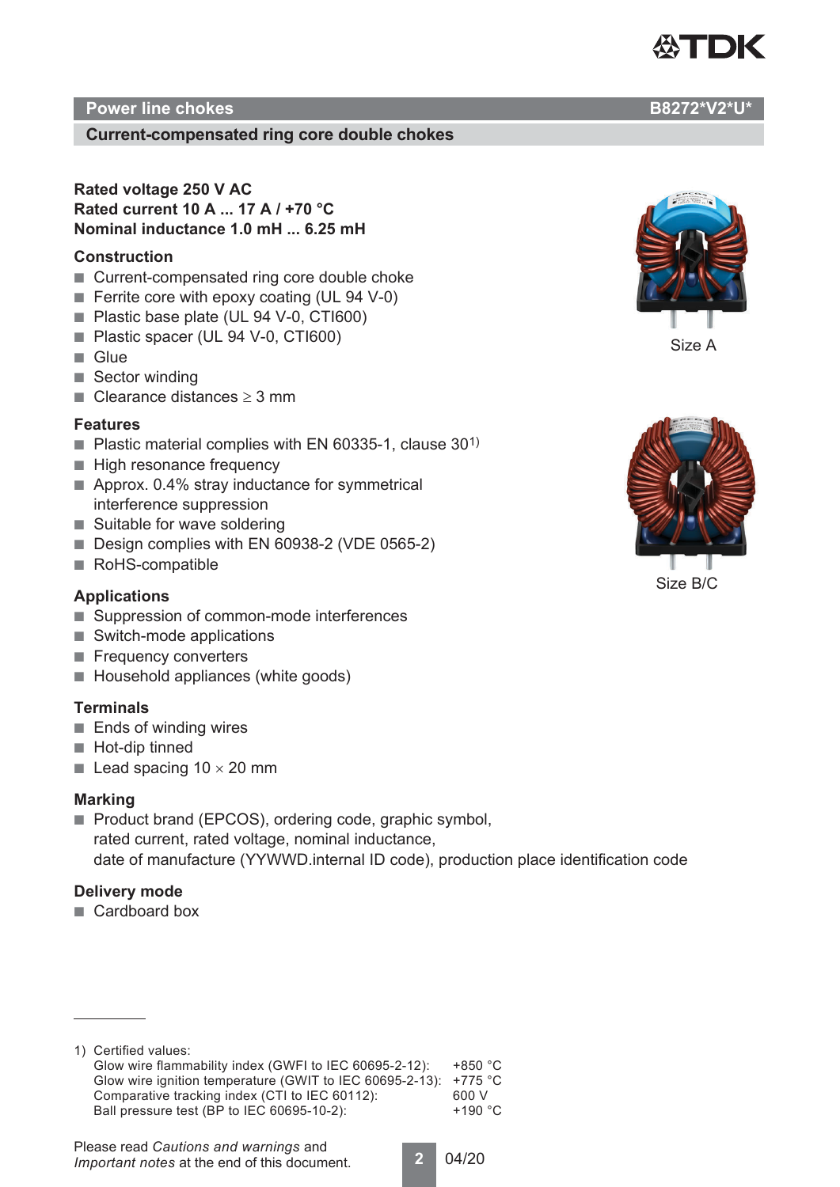# Power line chokes B8272*V2*U*

## Current-compensated ring core double chokes

**Rated voltage 250 V AC**
**Rated current 10 A ... 17 A / +70 °C**
**Nominal inductance 1.0 mH ... 6.25 mH**

### Construction

- Current-compensated ring core double choke
- Ferrite core with epoxy coating (UL 94 V-0)
- Plastic base plate (UL 94 V-0, CTI600)
- Plastic spacer (UL 94 V-0, CTI600)
- Glue
- Sector winding
- Clearance distances ≥ 3 mm

### Features

- Plastic material complies with EN 60335-1, clause 30[1)]
- High resonance frequency
- Approx. 0.4% stray inductance for symmetrical interference suppression
- Suitable for wave soldering
- Design complies with EN 60938-2 (VDE 0565-2)
- RoHS-compatible

Size A

Size B/C

### Applications

- Suppression of common-mode interferences
- Switch-mode applications
- Frequency converters
- Household appliances (white goods)

### Terminals

- Ends of winding wires
- Hot-dip tinned
- Lead spacing 10 × 20 mm

### Marking

- Product brand (EPCOS), ordering code, graphic symbol, rated current, rated voltage, nominal inductance, date of manufacture (YYWWD.internal ID code), production place identification code

### Delivery mode

- Cardboard box

---

1) Certified values:

| | |
|---|---|
| Glow wire flammability index (GWFI to IEC 60695-2-12): | +850 °C |
| Glow wire ignition temperature (GWIT to IEC 60695-2-13): | +775 °C |
| Comparative tracking index (CTI to IEC 60112): | 600 V |
| Ball pressure test (BP to IEC 60695-10-2): | +190 °C |

Please read *Cautions and warnings* and *Important notes* at the end of this document.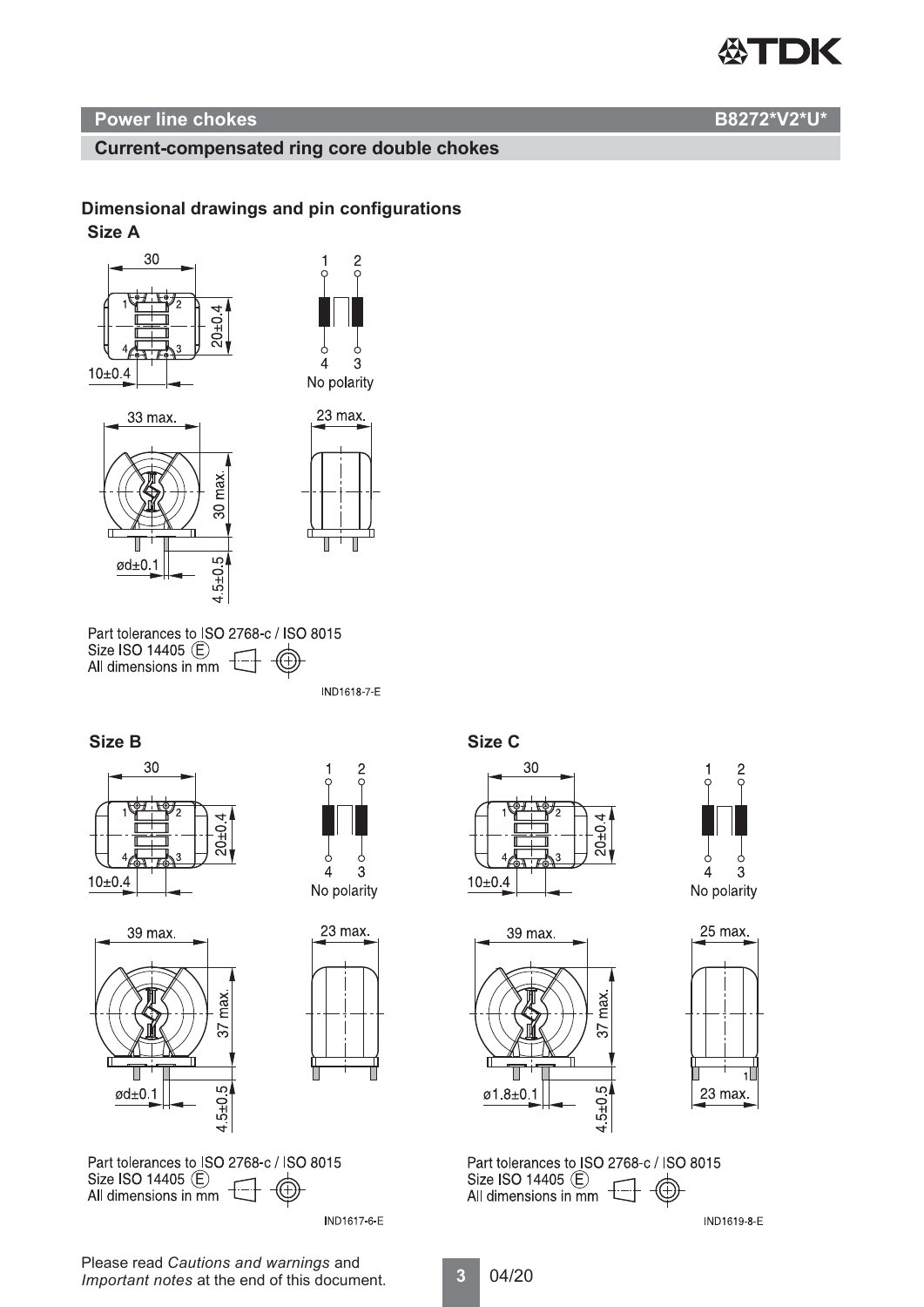## Power line chokes — B8272*V2*U*

### Current-compensated ring core double chokes

## Dimensional drawings and pin configurations

### Size A

30

20±0.4

10±0.4

1 2

4 3

No polarity

33 max.

30 max.

23 max.

ød±0.1

4.5±0.5

Part tolerances to ISO 2768-c / ISO 8015
Size ISO 14405 (E)
All dimensions in mm

IND1618-7-E

### Size B

30

20±0.4

10±0.4

1 2

4 3

No polarity

39 max.

37 max.

23 max.

ød±0.1

4.5±0.5

Part tolerances to ISO 2768-c / ISO 8015
Size ISO 14405 (E)
All dimensions in mm

IND1617-6-E

### Size C

30

20±0.4

10±0.4

1 2

4 3

No polarity

39 max.

37 max.

25 max.

23 max.

ø1.8±0.1

4.5±0.5

Part tolerances to ISO 2768-c / ISO 8015
Size ISO 14405 (E)
All dimensions in mm

IND1619-8-E

Please read *Cautions and warnings* and *Important notes* at the end of this document.

04/20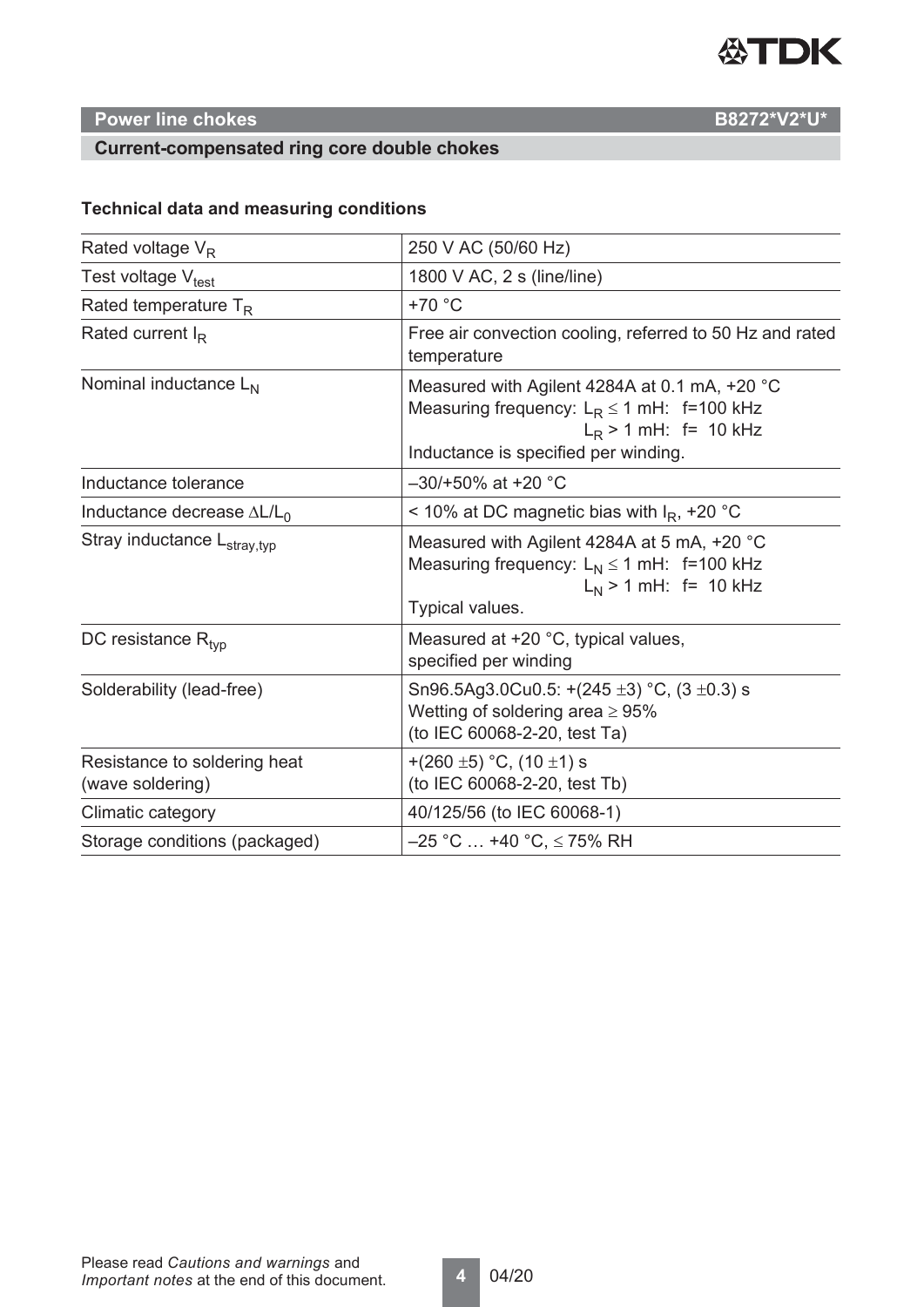## Power line chokes

**B8272*V2*U***

### Current-compensated ring core double chokes

**Technical data and measuring conditions**

| | |
|---|---|
| Rated voltage $V_R$ | 250 V AC (50/60 Hz) |
| Test voltage $V_{test}$ | 1800 V AC, 2 s (line/line) |
| Rated temperature $T_R$ | +70 °C |
| Rated current $I_R$ | Free air convection cooling, referred to 50 Hz and rated temperature |
| Nominal inductance $L_N$ | Measured with Agilent 4284A at 0.1 mA, +20 °C<br>Measuring frequency: $L_R \leq 1$ mH: f=100 kHz<br>$L_R > 1$ mH: f= 10 kHz<br>Inductance is specified per winding. |
| Inductance tolerance | –30/+50% at +20 °C |
| Inductance decrease $\Delta L/L_0$ | < 10% at DC magnetic bias with $I_R$, +20 °C |
| Stray inductance $L_{stray,typ}$ | Measured with Agilent 4284A at 5 mA, +20 °C<br>Measuring frequency: $L_N \leq 1$ mH: f=100 kHz<br>$L_N > 1$ mH: f= 10 kHz<br>Typical values. |
| DC resistance $R_{typ}$ | Measured at +20 °C, typical values, specified per winding |
| Solderability (lead-free) | Sn96.5Ag3.0Cu0.5: +(245 ±3) °C, (3 ±0.3) s<br>Wetting of soldering area ≥ 95%<br>(to IEC 60068-2-20, test Ta) |
| Resistance to soldering heat (wave soldering) | +(260 ±5) °C, (10 ±1) s<br>(to IEC 60068-2-20, test Tb) |
| Climatic category | 40/125/56 (to IEC 60068-1) |
| Storage conditions (packaged) | –25 °C … +40 °C, ≤ 75% RH |

Please read *Cautions and warnings* and *Important notes* at the end of this document.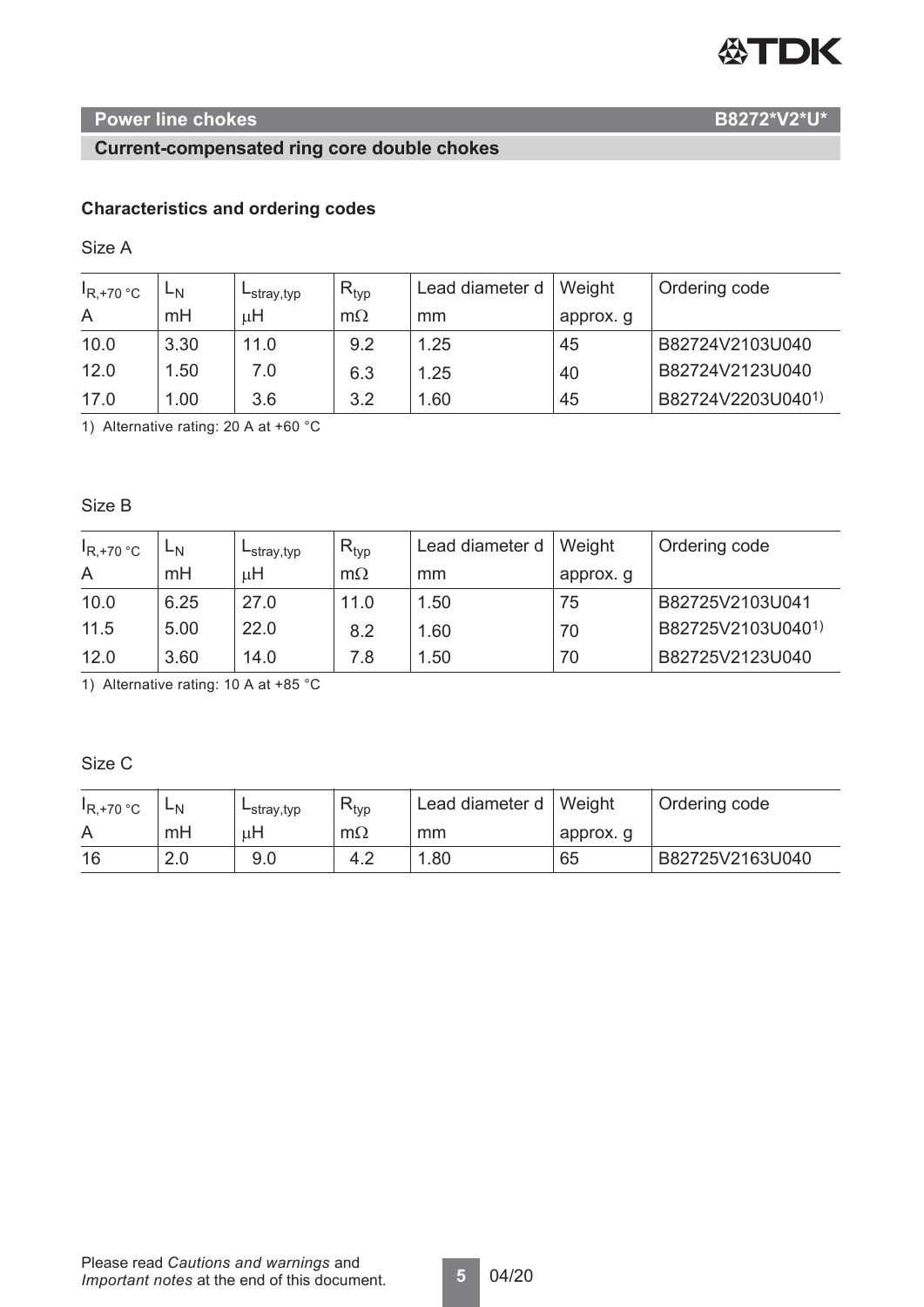## Power line chokes

## Current-compensated ring core double chokes

### Characteristics and ordering codes

Size A

| $I_{R,+70\ °C}$ A | $L_N$ mH | $L_{stray,typ}$ µH | $R_{typ}$ mΩ | Lead diameter d mm | Weight approx. g | Ordering code |
|---|---|---|---|---|---|---|
| 10.0 | 3.30 | 11.0 | 9.2 | 1.25 | 45 | B82724V2103U040 |
| 12.0 | 1.50 | 7.0 | 6.3 | 1.25 | 40 | B82724V2123U040 |
| 17.0 | 1.00 | 3.6 | 3.2 | 1.60 | 45 | B82724V2203U040[1)] |

1) Alternative rating: 20 A at +60 °C

Size B

| $I_{R,+70\ °C}$ A | $L_N$ mH | $L_{stray,typ}$ µH | $R_{typ}$ mΩ | Lead diameter d mm | Weight approx. g | Ordering code |
|---|---|---|---|---|---|---|
| 10.0 | 6.25 | 27.0 | 11.0 | 1.50 | 75 | B82725V2103U041 |
| 11.5 | 5.00 | 22.0 | 8.2 | 1.60 | 70 | B82725V2103U040[1)] |
| 12.0 | 3.60 | 14.0 | 7.8 | 1.50 | 70 | B82725V2123U040 |

1) Alternative rating: 10 A at +85 °C

Size C

| $I_{R,+70\ °C}$ A | $L_N$ mH | $L_{stray,typ}$ µH | $R_{typ}$ mΩ | Lead diameter d mm | Weight approx. g | Ordering code |
|---|---|---|---|---|---|---|
| 16 | 2.0 | 9.0 | 4.2 | 1.80 | 65 | B82725V2163U040 |

Please read *Cautions and warnings* and *Important notes* at the end of this document.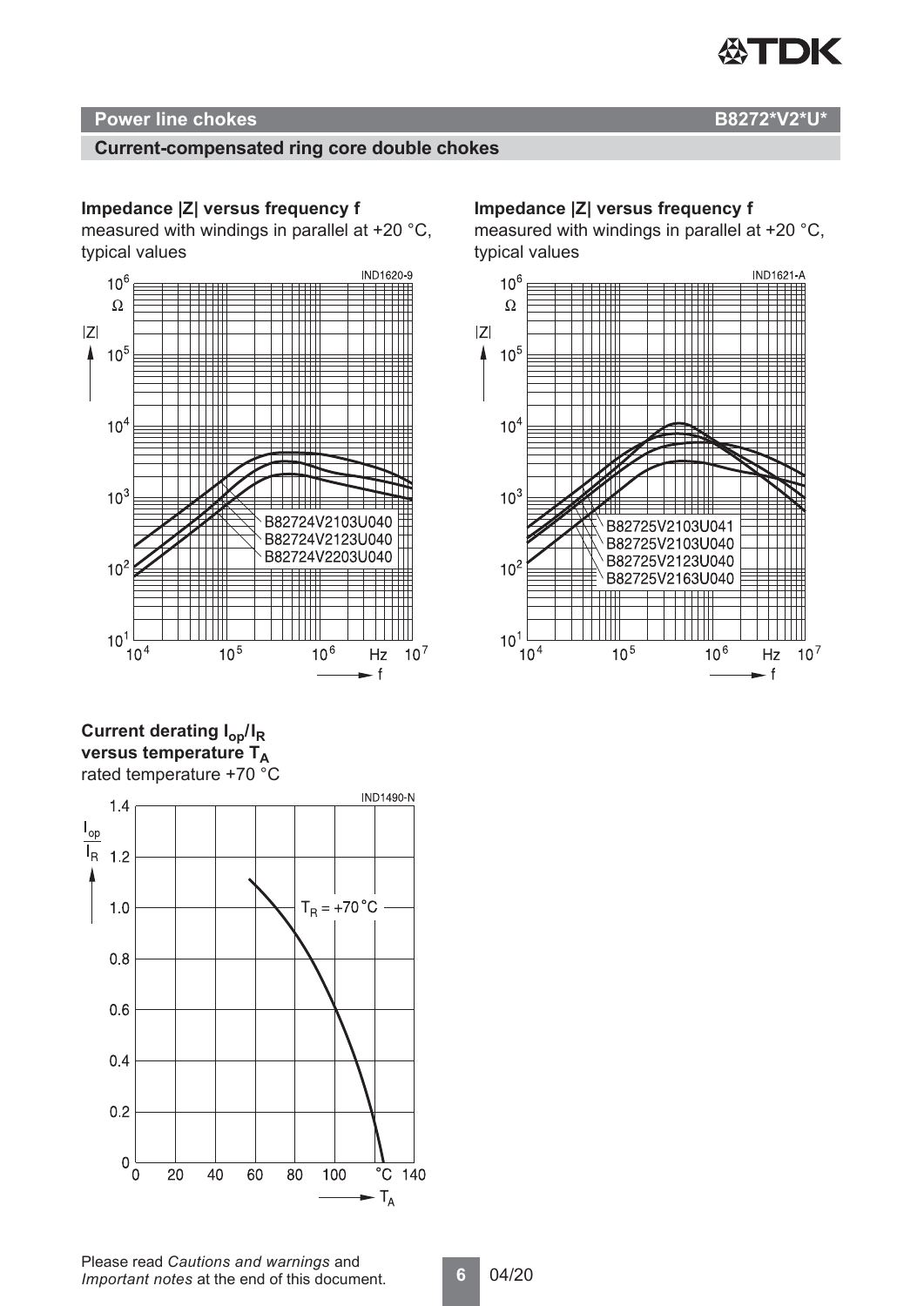## Power line chokes — B8272*V2*U*

### Current-compensated ring core double chokes

**Impedance |Z| versus frequency f**
measured with windings in parallel at +20 °C, typical values

IND1620-9

B82724V2103U040
B82724V2123U040
B82724V2203U040

**Impedance |Z| versus frequency f**
measured with windings in parallel at +20 °C, typical values

IND1621-A

B82725V2103U041
B82725V2103U040
B82725V2123U040
B82725V2163U040

**Current derating $I_{op}/I_R$ versus temperature $T_A$**
rated temperature +70 °C

IND1490-N

$T_R$ = +70 °C

Please read *Cautions and warnings* and *Important notes* at the end of this document.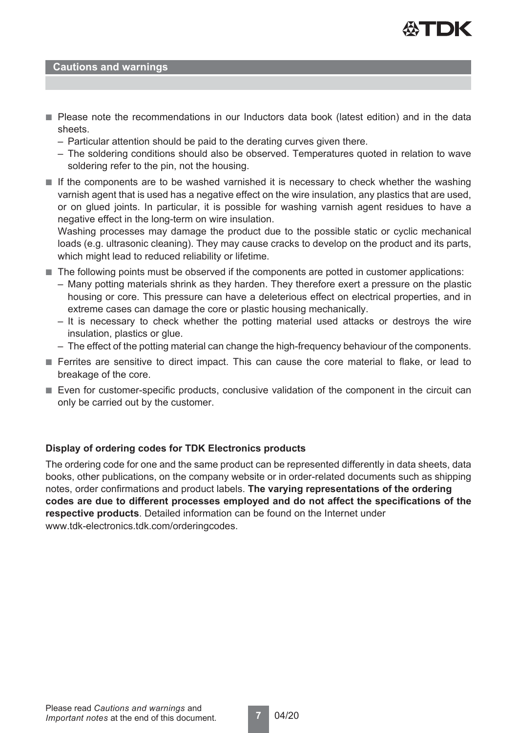## Cautions and warnings

- Please note the recommendations in our Inductors data book (latest edition) and in the data sheets.
  - Particular attention should be paid to the derating curves given there.
  - The soldering conditions should also be observed. Temperatures quoted in relation to wave soldering refer to the pin, not the housing.
- If the components are to be washed varnished it is necessary to check whether the washing varnish agent that is used has a negative effect on the wire insulation, any plastics that are used, or on glued joints. In particular, it is possible for washing varnish agent residues to have a negative effect in the long-term on wire insulation.
  Washing processes may damage the product due to the possible static or cyclic mechanical loads (e.g. ultrasonic cleaning). They may cause cracks to develop on the product and its parts, which might lead to reduced reliability or lifetime.
- The following points must be observed if the components are potted in customer applications:
  - Many potting materials shrink as they harden. They therefore exert a pressure on the plastic housing or core. This pressure can have a deleterious effect on electrical properties, and in extreme cases can damage the core or plastic housing mechanically.
  - It is necessary to check whether the potting material used attacks or destroys the wire insulation, plastics or glue.
  - The effect of the potting material can change the high-frequency behaviour of the components.
- Ferrites are sensitive to direct impact. This can cause the core material to flake, or lead to breakage of the core.
- Even for customer-specific products, conclusive validation of the component in the circuit can only be carried out by the customer.

**Display of ordering codes for TDK Electronics products**

The ordering code for one and the same product can be represented differently in data sheets, data books, other publications, on the company website or in order-related documents such as shipping notes, order confirmations and product labels. **The varying representations of the ordering codes are due to different processes employed and do not affect the specifications of the respective products**. Detailed information can be found on the Internet under www.tdk-electronics.tdk.com/orderingcodes.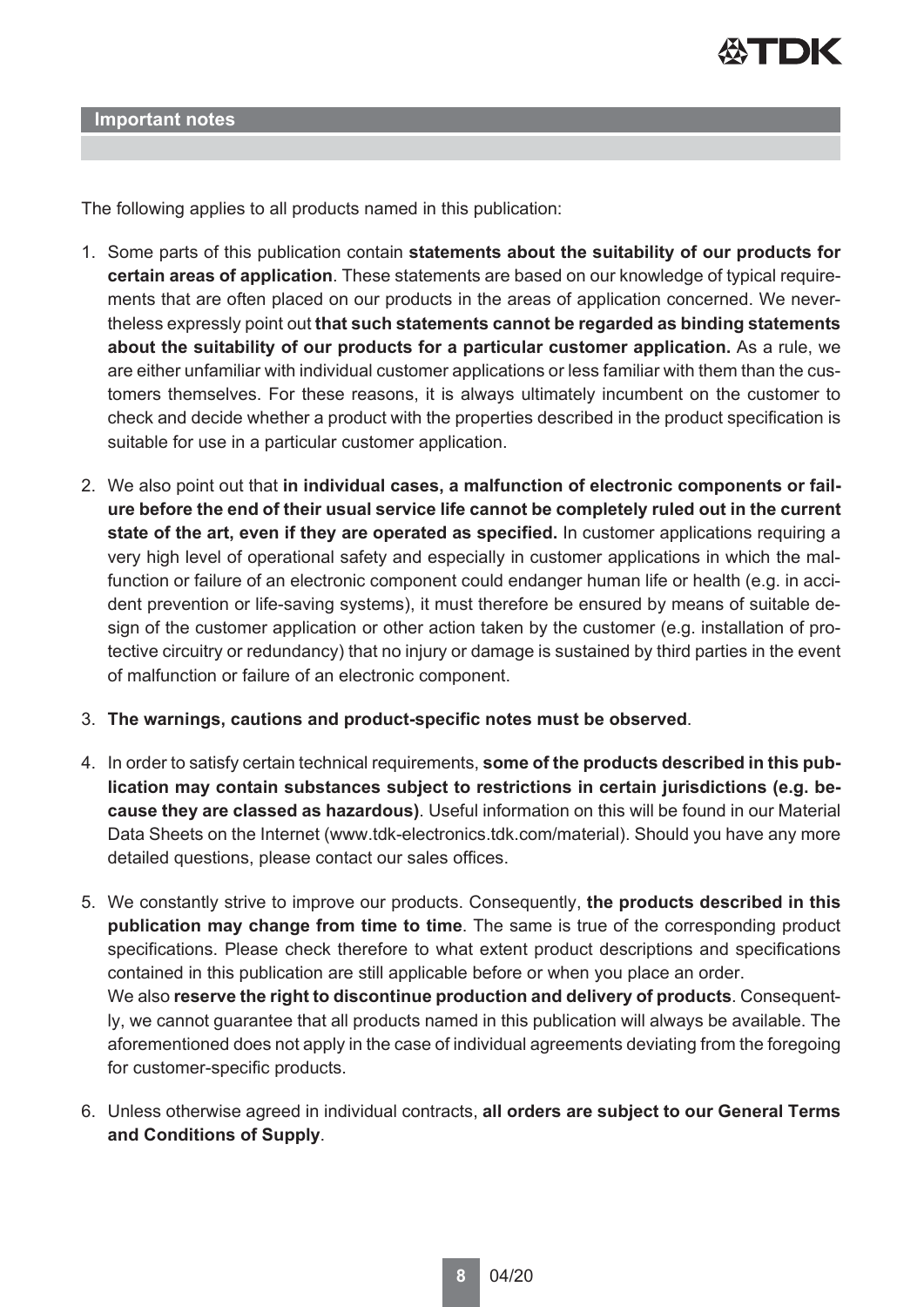## Important notes

The following applies to all products named in this publication:

1. Some parts of this publication contain **statements about the suitability of our products for certain areas of application**. These statements are based on our knowledge of typical requirements that are often placed on our products in the areas of application concerned. We nevertheless expressly point out **that such statements cannot be regarded as binding statements about the suitability of our products for a particular customer application.** As a rule, we are either unfamiliar with individual customer applications or less familiar with them than the customers themselves. For these reasons, it is always ultimately incumbent on the customer to check and decide whether a product with the properties described in the product specification is suitable for use in a particular customer application.
2. We also point out that **in individual cases, a malfunction of electronic components or failure before the end of their usual service life cannot be completely ruled out in the current state of the art, even if they are operated as specified.** In customer applications requiring a very high level of operational safety and especially in customer applications in which the malfunction or failure of an electronic component could endanger human life or health (e.g. in accident prevention or life-saving systems), it must therefore be ensured by means of suitable design of the customer application or other action taken by the customer (e.g. installation of protective circuitry or redundancy) that no injury or damage is sustained by third parties in the event of malfunction or failure of an electronic component.
3. **The warnings, cautions and product-specific notes must be observed**.
4. In order to satisfy certain technical requirements, **some of the products described in this publication may contain substances subject to restrictions in certain jurisdictions (e.g. because they are classed as hazardous)**. Useful information on this will be found in our Material Data Sheets on the Internet (www.tdk-electronics.tdk.com/material). Should you have any more detailed questions, please contact our sales offices.
5. We constantly strive to improve our products. Consequently, **the products described in this publication may change from time to time**. The same is true of the corresponding product specifications. Please check therefore to what extent product descriptions and specifications contained in this publication are still applicable before or when you place an order.
   We also **reserve the right to discontinue production and delivery of products**. Consequently, we cannot guarantee that all products named in this publication will always be available. The aforementioned does not apply in the case of individual agreements deviating from the foregoing for customer-specific products.
6. Unless otherwise agreed in individual contracts, **all orders are subject to our General Terms and Conditions of Supply**.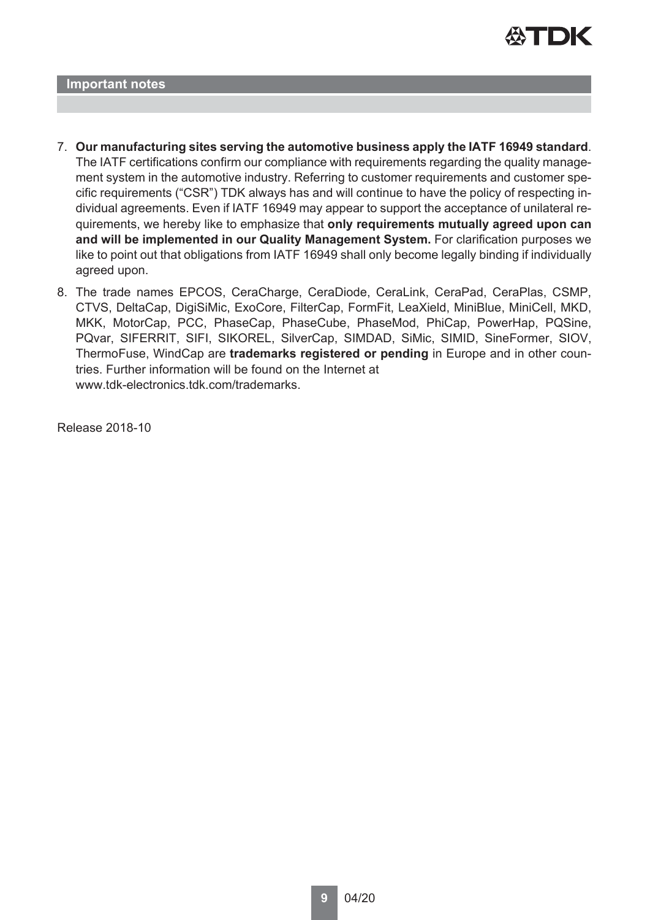## Important notes

7. **Our manufacturing sites serving the automotive business apply the IATF 16949 standard**. The IATF certifications confirm our compliance with requirements regarding the quality management system in the automotive industry. Referring to customer requirements and customer specific requirements ("CSR") TDK always has and will continue to have the policy of respecting individual agreements. Even if IATF 16949 may appear to support the acceptance of unilateral requirements, we hereby like to emphasize that **only requirements mutually agreed upon can and will be implemented in our Quality Management System.** For clarification purposes we like to point out that obligations from IATF 16949 shall only become legally binding if individually agreed upon.

8. The trade names EPCOS, CeraCharge, CeraDiode, CeraLink, CeraPad, CeraPlas, CSMP, CTVS, DeltaCap, DigiSiMic, ExoCore, FilterCap, FormFit, LeaXield, MiniBlue, MiniCell, MKD, MKK, MotorCap, PCC, PhaseCap, PhaseCube, PhaseMod, PhiCap, PowerHap, PQSine, PQvar, SIFERRIT, SIFI, SIKOREL, SilverCap, SIMDAD, SiMic, SIMID, SineFormer, SIOV, ThermoFuse, WindCap are **trademarks registered or pending** in Europe and in other countries. Further information will be found on the Internet at www.tdk-electronics.tdk.com/trademarks.

Release 2018-10